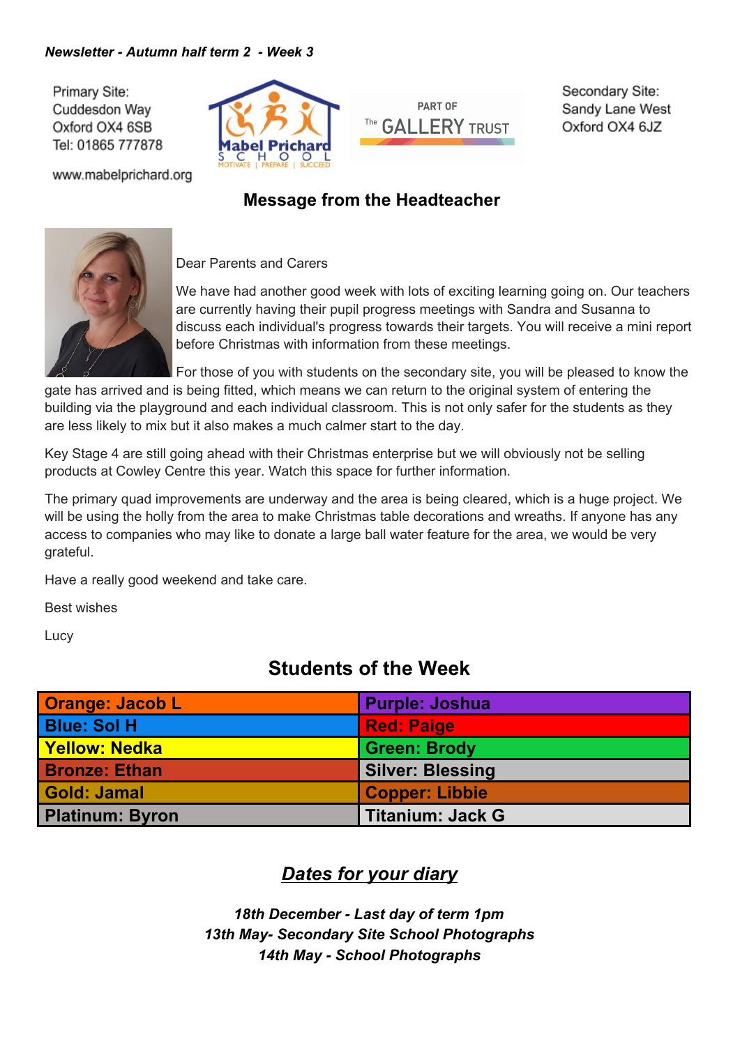***Newsletter - Autumn half term 2 - Week 3***

Primary Site:
Cuddesdon Way
Oxford OX4 6SB
Tel: 01865 777878

www.mabelprichard.org

Mabel Prichard School
MOTIVATE | PREPARE | SUCCEED

PART OF The GALLERY TRUST

Secondary Site:
Sandy Lane West
Oxford OX4 6JZ

## Message from the Headteacher

Dear Parents and Carers

We have had another good week with lots of exciting learning going on. Our teachers are currently having their pupil progress meetings with Sandra and Susanna to discuss each individual's progress towards their targets. You will receive a mini report before Christmas with information from these meetings.

For those of you with students on the secondary site, you will be pleased to know the gate has arrived and is being fitted, which means we can return to the original system of entering the building via the playground and each individual classroom. This is not only safer for the students as they are less likely to mix but it also makes a much calmer start to the day.

Key Stage 4 are still going ahead with their Christmas enterprise but we will obviously not be selling products at Cowley Centre this year. Watch this space for further information.

The primary quad improvements are underway and the area is being cleared, which is a huge project. We will be using the holly from the area to make Christmas table decorations and wreaths. If anyone has any access to companies who may like to donate a large ball water feature for the area, we would be very grateful.

Have a really good weekend and take care.

Best wishes

Lucy

## Students of the Week

| | |
|---|---|
| **Orange: Jacob L** | **Purple: Joshua** |
| **Blue: Sol H** | **Red: Paige** |
| **Yellow: Nedka** | **Green: Brody** |
| **Bronze: Ethan** | **Silver: Blessing** |
| **Gold: Jamal** | **Copper: Libbie** |
| **Platinum: Byron** | **Titanium: Jack G** |

## ***Dates for your diary***

***18th December - Last day of term 1pm***
***13th May- Secondary Site School Photographs***
***14th May - School Photographs***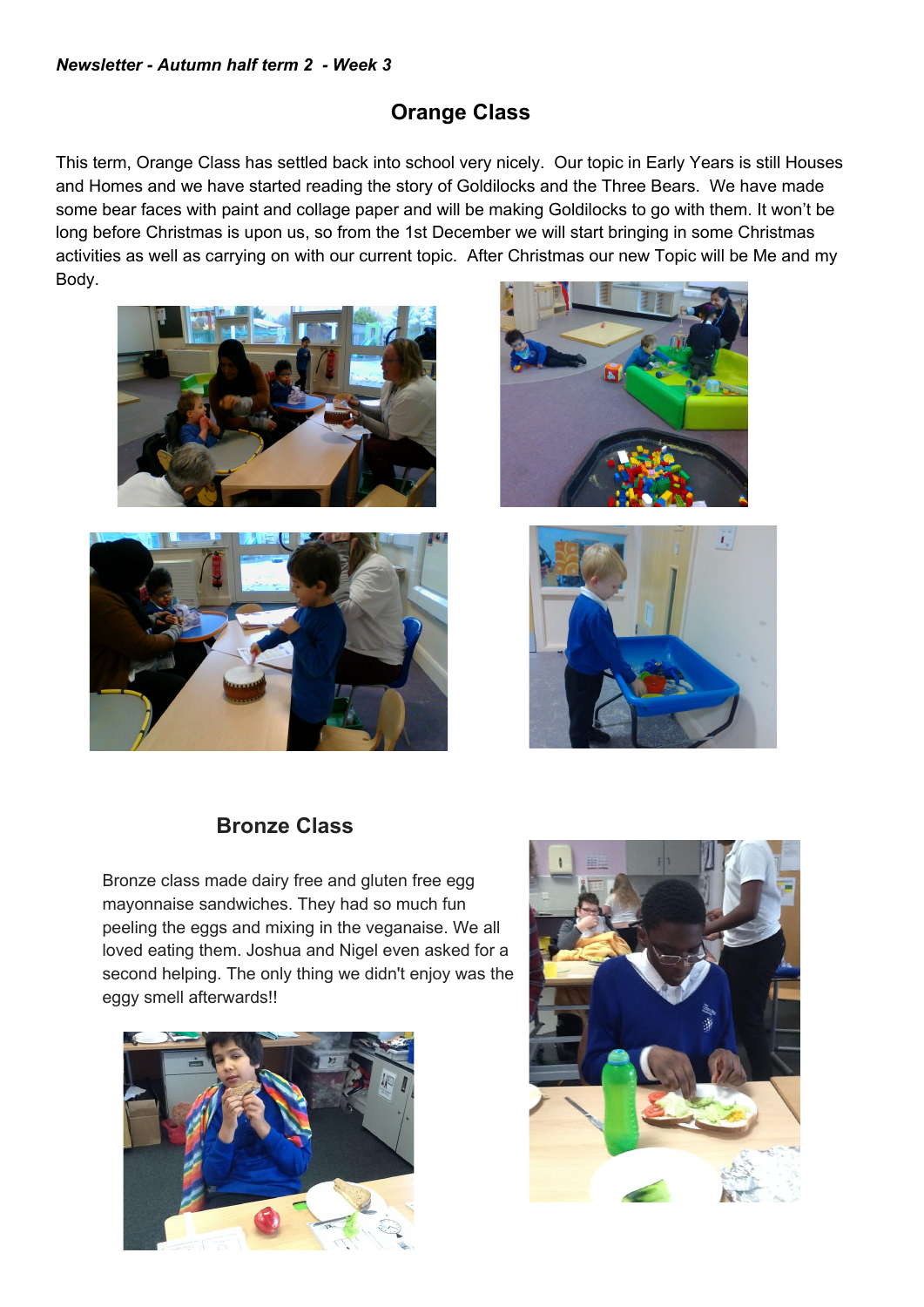*Newsletter - Autumn half term 2 - Week 3*

## Orange Class

This term, Orange Class has settled back into school very nicely. Our topic in Early Years is still Houses and Homes and we have started reading the story of Goldilocks and the Three Bears. We have made some bear faces with paint and collage paper and will be making Goldilocks to go with them. It won't be long before Christmas is upon us, so from the 1st December we will start bringing in some Christmas activities as well as carrying on with our current topic. After Christmas our new Topic will be Me and my Body.

## Bronze Class

Bronze class made dairy free and gluten free egg mayonnaise sandwiches. They had so much fun peeling the eggs and mixing in the veganaise. We all loved eating them. Joshua and Nigel even asked for a second helping. The only thing we didn't enjoy was the eggy smell afterwards!!